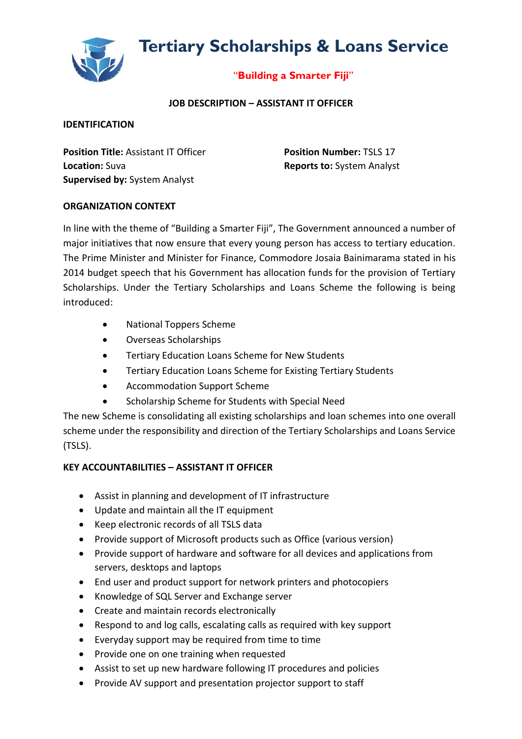# Tertiary Scholarships & Loans Service

"Building a Smarter Fiji"

## JOB DESCRIPTION – ASSISTANT IT OFFICER

### IDENTIFICATION

**Position Title:** Assistant IT Officer
**Location:** Suva
**Supervised by:** System Analyst

**Position Number:** TSLS 17
**Reports to:** System Analyst

### ORGANIZATION CONTEXT

In line with the theme of "Building a Smarter Fiji", The Government announced a number of major initiatives that now ensure that every young person has access to tertiary education. The Prime Minister and Minister for Finance, Commodore Josaia Bainimarama stated in his 2014 budget speech that his Government has allocation funds for the provision of Tertiary Scholarships. Under the Tertiary Scholarships and Loans Scheme the following is being introduced:

- National Toppers Scheme
- Overseas Scholarships
- Tertiary Education Loans Scheme for New Students
- Tertiary Education Loans Scheme for Existing Tertiary Students
- Accommodation Support Scheme
- Scholarship Scheme for Students with Special Need

The new Scheme is consolidating all existing scholarships and loan schemes into one overall scheme under the responsibility and direction of the Tertiary Scholarships and Loans Service (TSLS).

### KEY ACCOUNTABILITIES – ASSISTANT IT OFFICER

- Assist in planning and development of IT infrastructure
- Update and maintain all the IT equipment
- Keep electronic records of all TSLS data
- Provide support of Microsoft products such as Office (various version)
- Provide support of hardware and software for all devices and applications from servers, desktops and laptops
- End user and product support for network printers and photocopiers
- Knowledge of SQL Server and Exchange server
- Create and maintain records electronically
- Respond to and log calls, escalating calls as required with key support
- Everyday support may be required from time to time
- Provide one on one training when requested
- Assist to set up new hardware following IT procedures and policies
- Provide AV support and presentation projector support to staff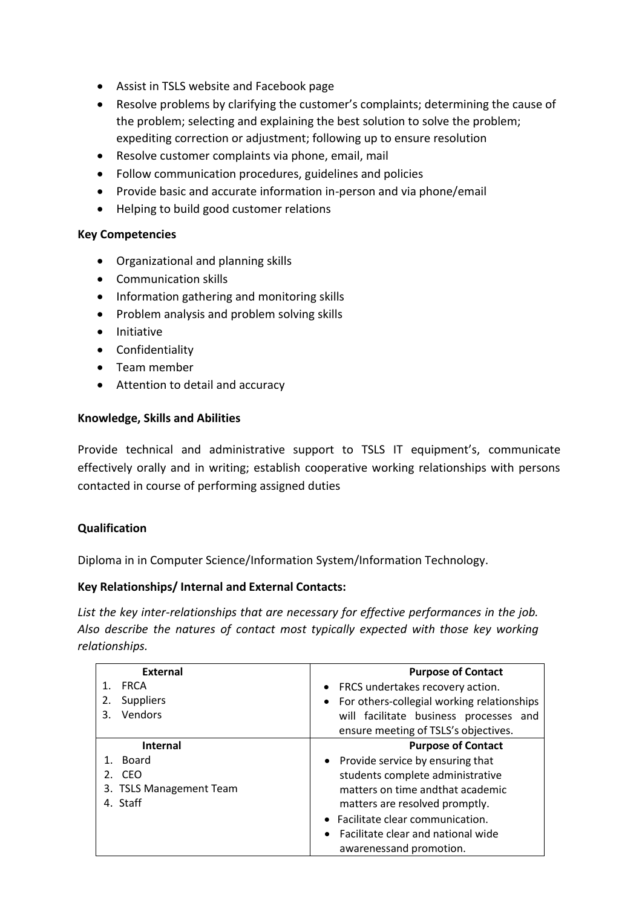- Assist in TSLS website and Facebook page
- Resolve problems by clarifying the customer's complaints; determining the cause of the problem; selecting and explaining the best solution to solve the problem; expediting correction or adjustment; following up to ensure resolution
- Resolve customer complaints via phone, email, mail
- Follow communication procedures, guidelines and policies
- Provide basic and accurate information in-person and via phone/email
- Helping to build good customer relations

**Key Competencies**

- Organizational and planning skills
- Communication skills
- Information gathering and monitoring skills
- Problem analysis and problem solving skills
- Initiative
- Confidentiality
- Team member
- Attention to detail and accuracy

**Knowledge, Skills and Abilities**

Provide technical and administrative support to TSLS IT equipment's, communicate effectively orally and in writing; establish cooperative working relationships with persons contacted in course of performing assigned duties

**Qualification**

Diploma in in Computer Science/Information System/Information Technology.

**Key Relationships/ Internal and External Contacts:**

*List the key inter-relationships that are necessary for effective performances in the job. Also describe the natures of contact most typically expected with those key working relationships.*

| External | Purpose of Contact |
|---|---|
| 1. FRCA<br>2. Suppliers<br>3. Vendors | • FRCS undertakes recovery action.<br>• For others-collegial working relationships will facilitate business processes and ensure meeting of TSLS's objectives. |
| **Internal** | **Purpose of Contact** |
| 1. Board<br>2. CEO<br>3. TSLS Management Team<br>4. Staff | • Provide service by ensuring that students complete administrative matters on time andthat academic matters are resolved promptly.<br>• Facilitate clear communication.<br>• Facilitate clear and national wide awarenessand promotion. |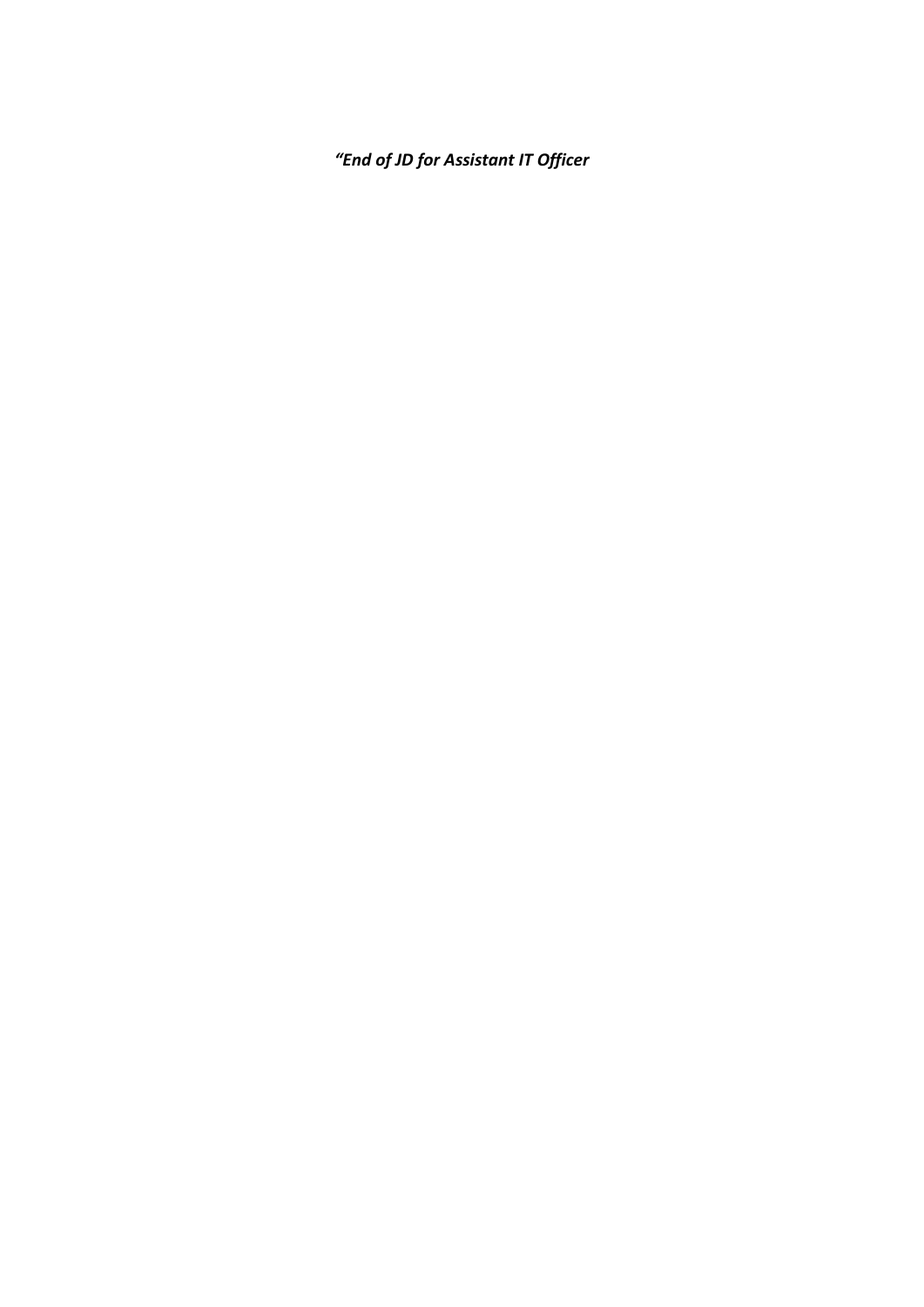*"End of JD for Assistant IT Officer*